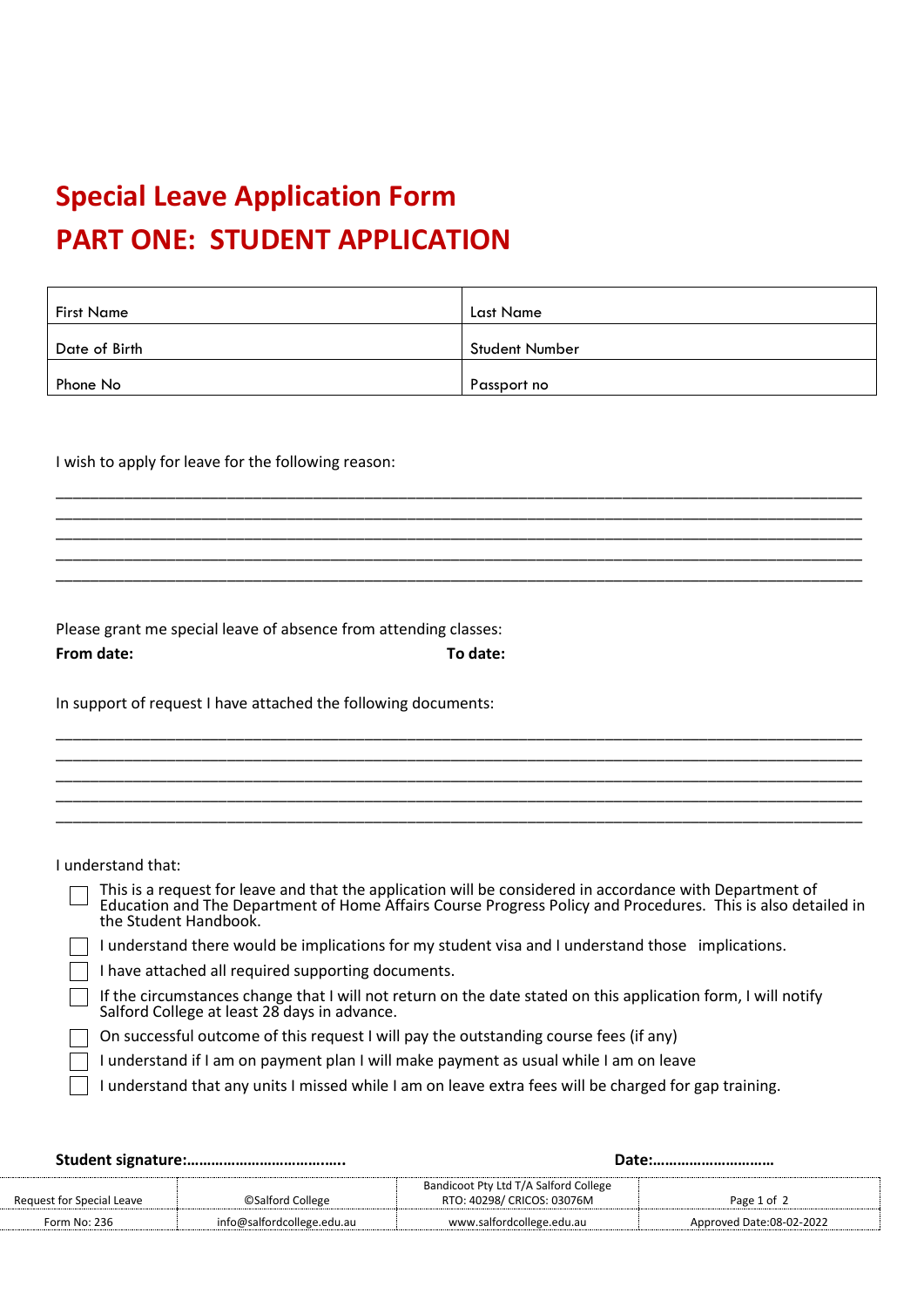# Special Leave Application Form

# PART ONE: STUDENT APPLICATION

| First Name | Last Name |
|---|---|
| Date of Birth | Student Number |
| Phone No | Passport no |

I wish to apply for leave for the following reason:

______________________________________________________________________________
______________________________________________________________________________
______________________________________________________________________________
______________________________________________________________________________
______________________________________________________________________________

Please grant me special leave of absence from attending classes:

**From date:** **To date:**

In support of request I have attached the following documents:

______________________________________________________________________________
______________________________________________________________________________
______________________________________________________________________________
______________________________________________________________________________
______________________________________________________________________________

I understand that:

- ☐ This is a request for leave and that the application will be considered in accordance with Department of Education and The Department of Home Affairs Course Progress Policy and Procedures. This is also detailed in the Student Handbook.
- ☐ I understand there would be implications for my student visa and I understand those implications.
- ☐ I have attached all required supporting documents.
- ☐ If the circumstances change that I will not return on the date stated on this application form, I will notify Salford College at least 28 days in advance.
- ☐ On successful outcome of this request I will pay the outstanding course fees (if any)
- ☐ I understand if I am on payment plan I will make payment as usual while I am on leave
- ☐ I understand that any units I missed while I am on leave extra fees will be charged for gap training.

**Student signature:……………………………….. Date:………………………**

| Request for Special Leave | ©Salford College | Bandicoot Pty Ltd T/A Salford College RTO: 40298/ CRICOS: 03076M | |
|---|---|---|---|
| Form No: 236 | info@salfordcollege.edu.au | www.salfordcollege.edu.au | Approved Date:08-02-2022 |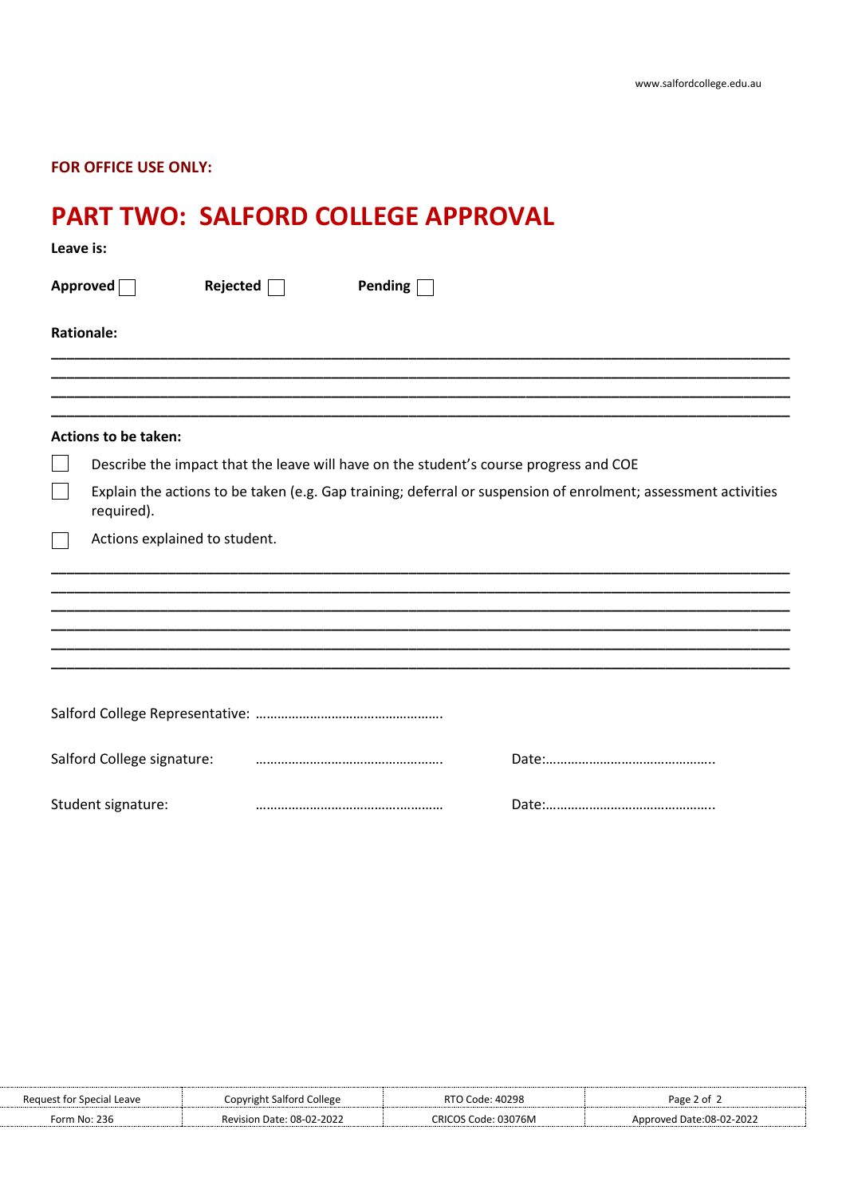**FOR OFFICE USE ONLY:**

# PART TWO: SALFORD COLLEGE APPROVAL

**Leave is:**

**Approved** ☐ **Rejected** ☐ **Pending** ☐

**Rationale:**

______________________________________________________________________________________

______________________________________________________________________________________

______________________________________________________________________________________

______________________________________________________________________________________

**Actions to be taken:**

☐ Describe the impact that the leave will have on the student's course progress and COE

☐ Explain the actions to be taken (e.g. Gap training; deferral or suspension of enrolment; assessment activities required).

☐ Actions explained to student.

______________________________________________________________________________________

______________________________________________________________________________________

______________________________________________________________________________________

______________________________________________________________________________________

______________________________________________________________________________________

______________________________________________________________________________________

Salford College Representative: ……………………………………………

Salford College signature: …………………………………………… Date:………………………………………..

Student signature: …………………………………………… Date:………………………………………..